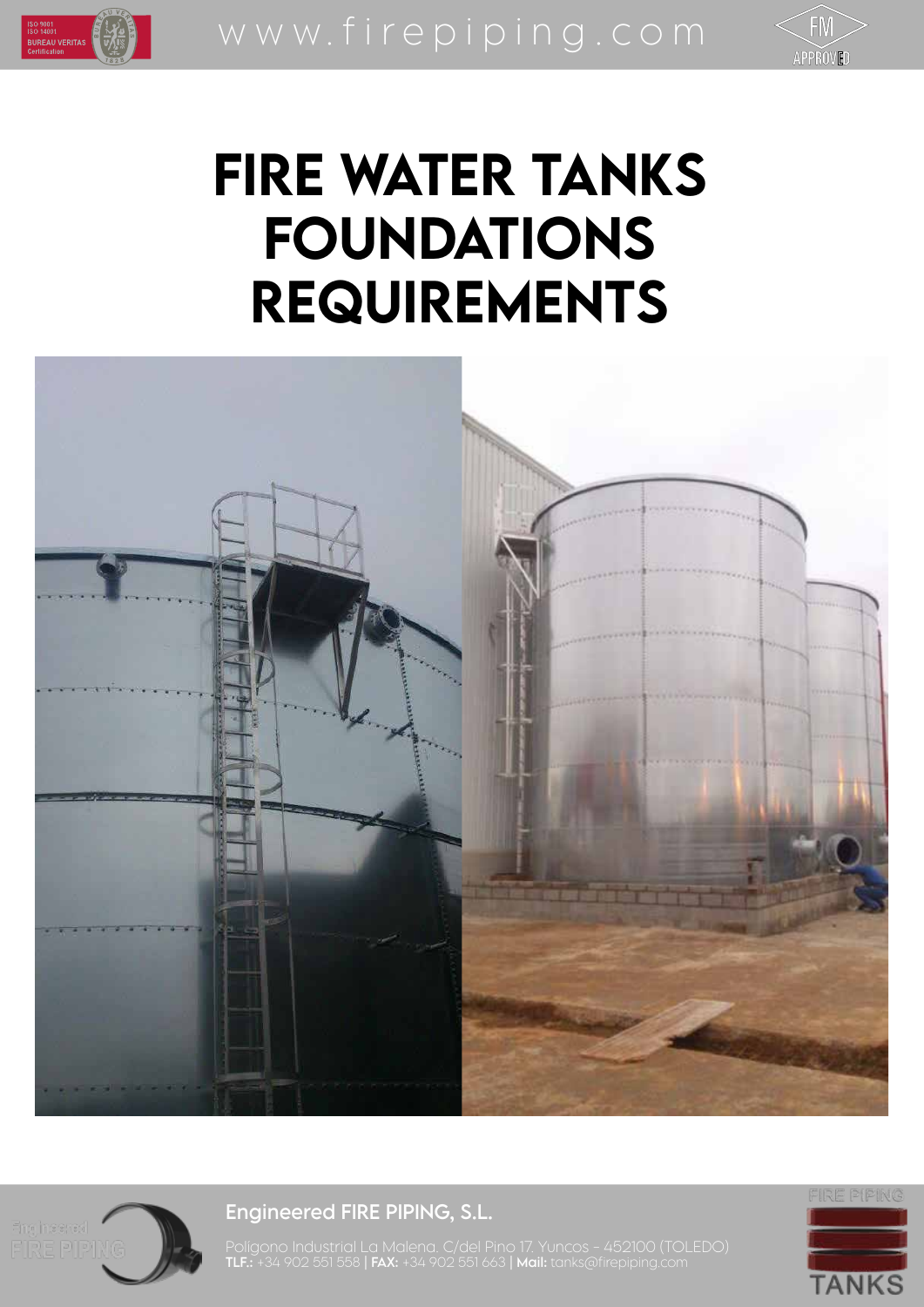# FIRE WATER TANKS FOUNDATIONS REQUIREMENTS

**Engineered FIRE PIPING, S.L.**

Polígono Industrial La Malena. C/del Pino 17. Yuncos - 452100 (TOLEDO)
**TLF.:** +34 902 551 558 | **FAX:** +34 902 551 663 | **Mail:** tanks@firepiping.com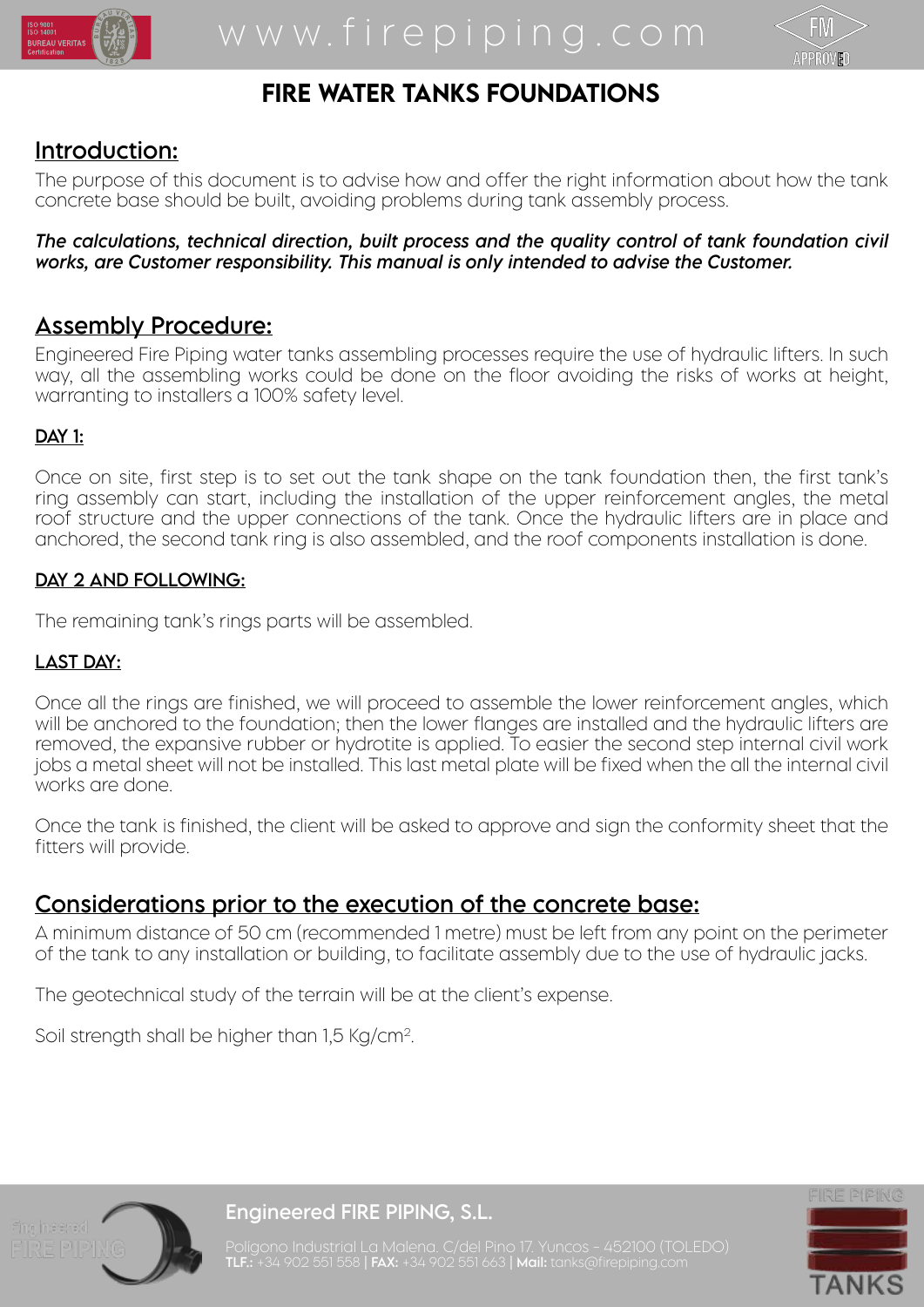# FIRE WATER TANKS FOUNDATIONS

## Introduction:

The purpose of this document is to advise how and offer the right information about how the tank concrete base should be built, avoiding problems during tank assembly process.

***The calculations, technical direction, built process and the quality control of tank foundation civil works, are Customer responsibility. This manual is only intended to advise the Customer.***

## Assembly Procedure:

Engineered Fire Piping water tanks assembling processes require the use of hydraulic lifters. In such way, all the assembling works could be done on the floor avoiding the risks of works at height, warranting to installers a 100% safety level.

### DAY 1:

Once on site, first step is to set out the tank shape on the tank foundation then, the first tank's ring assembly can start, including the installation of the upper reinforcement angles, the metal roof structure and the upper connections of the tank. Once the hydraulic lifters are in place and anchored, the second tank ring is also assembled, and the roof components installation is done.

### DAY 2 AND FOLLOWING:

The remaining tank's rings parts will be assembled.

### LAST DAY:

Once all the rings are finished, we will proceed to assemble the lower reinforcement angles, which will be anchored to the foundation; then the lower flanges are installed and the hydraulic lifters are removed, the expansive rubber or hydrotite is applied. To easier the second step internal civil work jobs a metal sheet will not be installed. This last metal plate will be fixed when the all the internal civil works are done.

Once the tank is finished, the client will be asked to approve and sign the conformity sheet that the fitters will provide.

## Considerations prior to the execution of the concrete base:

A minimum distance of 50 cm (recommended 1 metre) must be left from any point on the perimeter of the tank to any installation or building, to facilitate assembly due to the use of hydraulic jacks.

The geotechnical study of the terrain will be at the client's expense.

Soil strength shall be higher than 1,5 Kg/cm$^2$.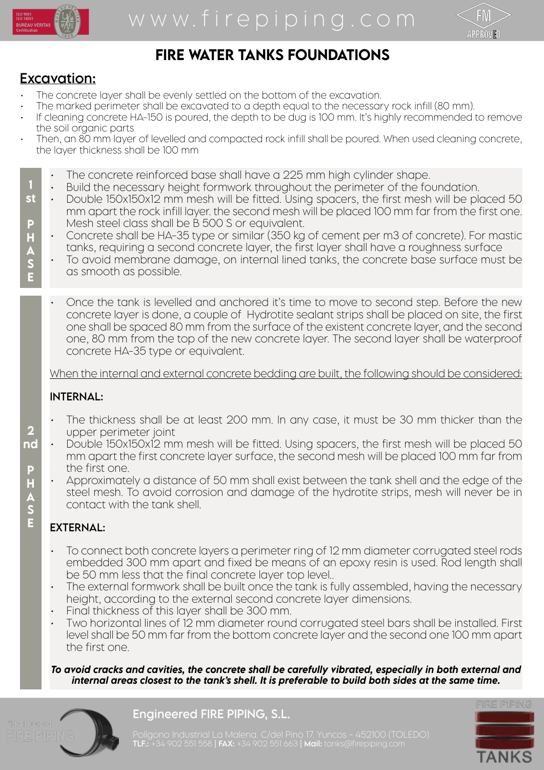# FIRE WATER TANKS FOUNDATIONS

## Excavation:

- The concrete layer shall be evenly settled on the bottom of the excavation.
- The marked perimeter shall be excavated to a depth equal to the necessary rock infill (80 mm).
- If cleaning concrete HA-150 is poured, the depth to be dug is 100 mm. It's highly recommended to remove the soil organic parts
- Then, an 80 mm layer of levelled and compacted rock infill shall be poured. When used cleaning concrete, the layer thickness shall be 100 mm

## 1st PHASE

- The concrete reinforced base shall have a 225 mm high cylinder shape.
- Build the necessary height formwork throughout the perimeter of the foundation.
- Double 150x150x12 mm mesh will be fitted. Using spacers, the first mesh will be placed 50 mm apart the rock infill layer. the second mesh will be placed 100 mm far from the first one. Mesh steel class shall be B 500 S or equivalent.
- Concrete shall be HA-35 type or similar (350 kg of cement per m3 of concrete). For mastic tanks, requiring a second concrete layer, the first layer shall have a roughness surface
- To avoid membrane damage, on internal lined tanks, the concrete base surface must be as smooth as possible.

## 2nd PHASE

- Once the tank is levelled and anchored it's time to move to second step. Before the new concrete layer is done, a couple of Hydrotite sealant strips shall be placed on site, the first one shall be spaced 80 mm from the surface of the existent concrete layer, and the second one, 80 mm from the top of the new concrete layer. The second layer shall be waterproof concrete HA-35 type or equivalent.

<u>When the internal and external concrete bedding are built, the following should be considered:</u>

### INTERNAL:

- The thickness shall be at least 200 mm. In any case, it must be 30 mm thicker than the upper perimeter joint
- Double 150x150x12 mm mesh will be fitted. Using spacers, the first mesh will be placed 50 mm apart the first concrete layer surface, the second mesh will be placed 100 mm far from the first one.
- Approximately a distance of 50 mm shall exist between the tank shell and the edge of the steel mesh. To avoid corrosion and damage of the hydrotite strips, mesh will never be in contact with the tank shell.

### EXTERNAL:

- To connect both concrete layers a perimeter ring of 12 mm diameter corrugated steel rods embedded 300 mm apart and fixed be means of an epoxy resin is used. Rod length shall be 50 mm less that the final concrete layer top level..
- The external formwork shall be built once the tank is fully assembled, having the necessary height, according to the external second concrete layer dimensions.
- Final thickness of this layer shall be 300 mm.
- Two horizontal lines of 12 mm diameter round corrugated steel bars shall be installed. First level shall be 50 mm far from the bottom concrete layer and the second one 100 mm apart the first one.

***To avoid cracks and cavities, the concrete shall be carefully vibrated, especially in both external and internal areas closest to the tank's shell. It is preferable to build both sides at the same time.***